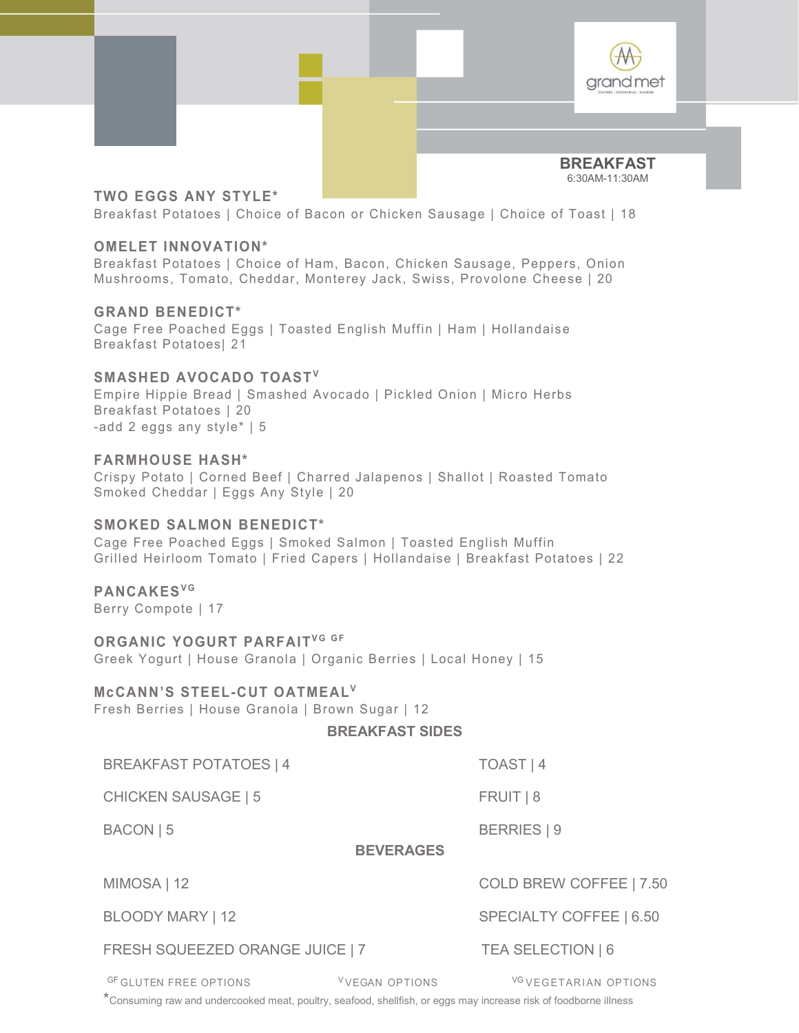grand met

CULTURE | COCKTAILS | CUISINE

# BREAKFAST

6:30AM-11:30AM

### TWO EGGS ANY STYLE*

Breakfast Potatoes | Choice of Bacon or Chicken Sausage | Choice of Toast | 18

### OMELET INNOVATION*

Breakfast Potatoes | Choice of Ham, Bacon, Chicken Sausage, Peppers, Onion
Mushrooms, Tomato, Cheddar, Monterey Jack, Swiss, Provolone Cheese | 20

### GRAND BENEDICT*

Cage Free Poached Eggs | Toasted English Muffin | Ham | Hollandaise
Breakfast Potatoes| 21

### SMASHED AVOCADO TOAST[V]

Empire Hippie Bread | Smashed Avocado | Pickled Onion | Micro Herbs
Breakfast Potatoes | 20
-add 2 eggs any style* | 5

### FARMHOUSE HASH*

Crispy Potato | Corned Beef | Charred Jalapenos | Shallot | Roasted Tomato
Smoked Cheddar | Eggs Any Style | 20

### SMOKED SALMON BENEDICT*

Cage Free Poached Eggs | Smoked Salmon | Toasted English Muffin
Grilled Heirloom Tomato | Fried Capers | Hollandaise | Breakfast Potatoes | 22

### PANCAKES[VG]

Berry Compote | 17

### ORGANIC YOGURT PARFAIT[VG GF]

Greek Yogurt | House Granola | Organic Berries | Local Honey | 15

### McCANN'S STEEL-CUT OATMEAL[V]

Fresh Berries | House Granola | Brown Sugar | 12

## BREAKFAST SIDES

BREAKFAST POTATOES | 4

CHICKEN SAUSAGE | 5

BACON | 5

TOAST | 4

FRUIT | 8

BERRIES | 9

## BEVERAGES

MIMOSA | 12

BLOODY MARY | 12

FRESH SQUEEZED ORANGE JUICE | 7

COLD BREW COFFEE | 7.50

SPECIALTY COFFEE | 6.50

TEA SELECTION | 6

[GF] GLUTEN FREE OPTIONS [V] VEGAN OPTIONS [VG] VEGETARIAN OPTIONS

*Consuming raw and undercooked meat, poultry, seafood, shellfish, or eggs may increase risk of foodborne illness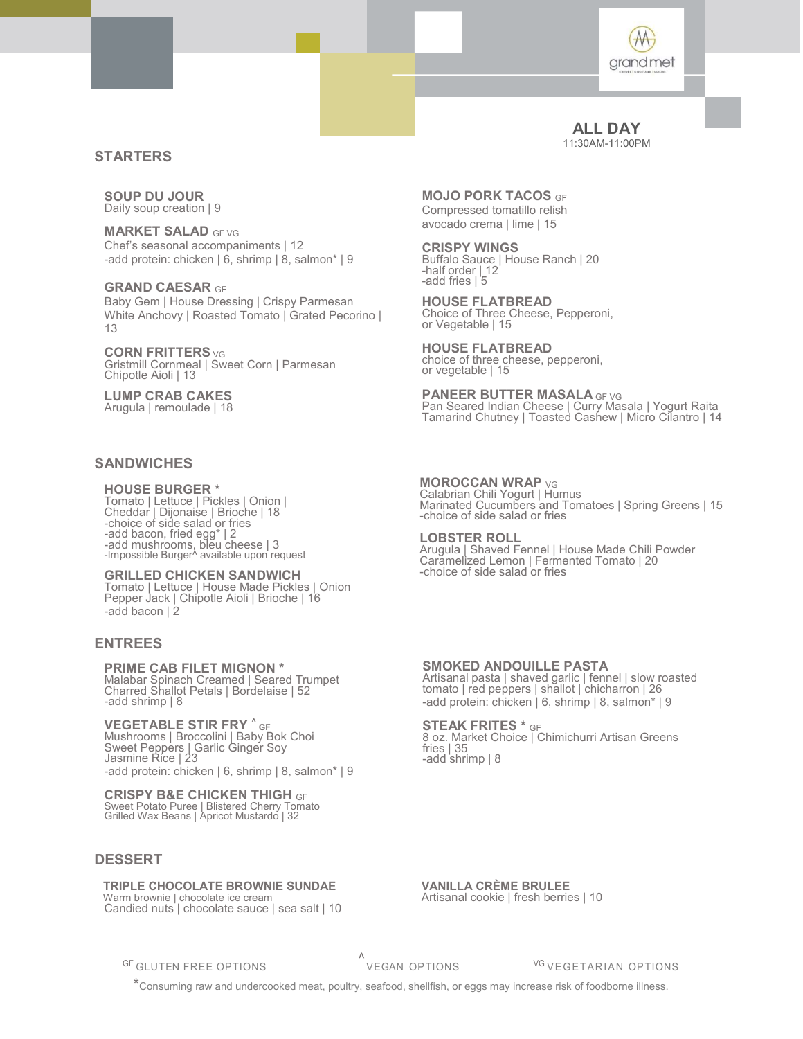grandmet

## ALL DAY

11:30AM-11:00PM

## STARTERS

### SOUP DU JOUR
Daily soup creation | 9

### MARKET SALAD GF VG
Chef's seasonal accompaniments | 12
-add protein: chicken | 6, shrimp | 8, salmon* | 9

### GRAND CAESAR GF
Baby Gem | House Dressing | Crispy Parmesan
White Anchovy | Roasted Tomato | Grated Pecorino | 13

### CORN FRITTERS VG
Gristmill Cornmeal | Sweet Corn | Parmesan
Chipotle Aioli | 13

### LUMP CRAB CAKES
Arugula | remoulade | 18

### MOJO PORK TACOS GF
Compressed tomatillo relish
avocado crema | lime | 15

### CRISPY WINGS
Buffalo Sauce | House Ranch | 20
-half order | 12
-add fries | 5

### HOUSE FLATBREAD
Choice of Three Cheese, Pepperoni,
or Vegetable | 15

### HOUSE FLATBREAD
choice of three cheese, pepperoni,
or vegetable | 15

### PANEER BUTTER MASALA GF VG
Pan Seared Indian Cheese | Curry Masala | Yogurt Raita
Tamarind Chutney | Toasted Cashew | Micro Cilantro | 14

## SANDWICHES

### HOUSE BURGER *
Tomato | Lettuce | Pickles | Onion |
Cheddar | Dijonaise | Brioche | 18
-choice of side salad or fries
-add bacon, fried egg* | 2
-add mushrooms, bleu cheese | 3
-Impossible Burger^ available upon request

### GRILLED CHICKEN SANDWICH
Tomato | Lettuce | House Made Pickles | Onion
Pepper Jack | Chipotle Aioli | Brioche | 16
-add bacon | 2

### MOROCCAN WRAP VG
Calabrian Chili Yogurt | Humus
Marinated Cucumbers and Tomatoes | Spring Greens | 15
-choice of side salad or fries

### LOBSTER ROLL
Arugula | Shaved Fennel | House Made Chili Powder
Caramelized Lemon | Fermented Tomato | 20
-choice of side salad or fries

## ENTREES

### PRIME CAB FILET MIGNON *
Malabar Spinach Creamed | Seared Trumpet
Charred Shallot Petals | Bordelaise | 52
-add shrimp | 8

### VEGETABLE STIR FRY ^ GF
Mushrooms | Broccolini | Baby Bok Choi
Sweet Peppers | Garlic Ginger Soy
Jasmine Rice | 23
-add protein: chicken | 6, shrimp | 8, salmon* | 9

### CRISPY B&E CHICKEN THIGH GF
Sweet Potato Puree | Blistered Cherry Tomato
Grilled Wax Beans | Apricot Mustardo | 32

### SMOKED ANDOUILLE PASTA
Artisanal pasta | shaved garlic | fennel | slow roasted
tomato | red peppers | shallot | chicharron | 26
-add protein: chicken | 6, shrimp | 8, salmon* | 9

### STEAK FRITES * GF
8 oz. Market Choice | Chimichurri Artisan Greens
fries | 35
-add shrimp | 8

## DESSERT

### TRIPLE CHOCOLATE BROWNIE SUNDAE
Warm brownie | chocolate ice cream
Candied nuts | chocolate sauce | sea salt | 10

### VANILLA CRÈME BRULEE
Artisanal cookie | fresh berries | 10

GF GLUTEN FREE OPTIONS ^ VEGAN OPTIONS VG VEGETARIAN OPTIONS

*Consuming raw and undercooked meat, poultry, seafood, shellfish, or eggs may increase risk of foodborne illness.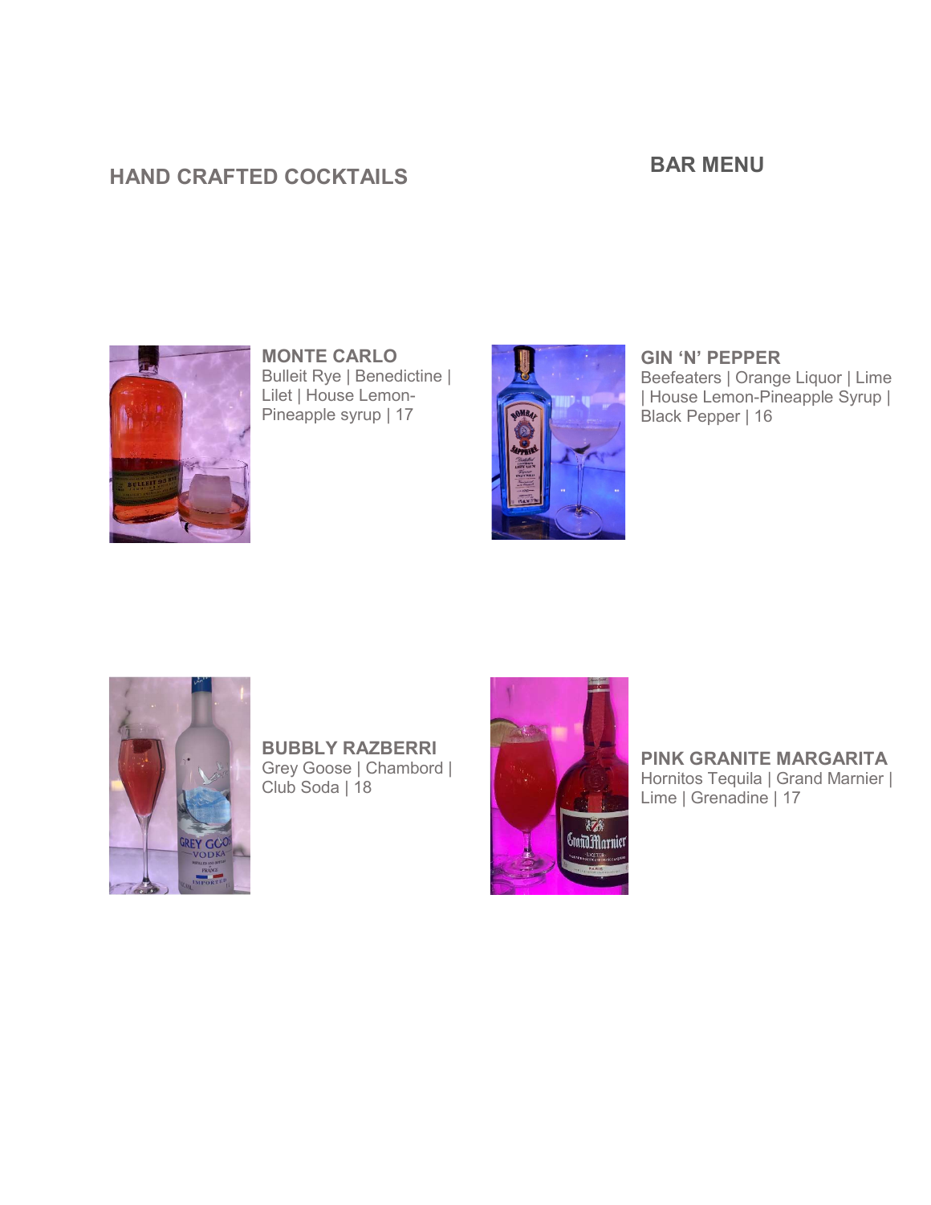## BAR MENU

## HAND CRAFTED COCKTAILS

**MONTE CARLO**
Bulleit Rye | Benedictine | Lilet | House Lemon-Pineapple syrup | 17

**GIN 'N' PEPPER**
Beefeaters | Orange Liquor | Lime | House Lemon-Pineapple Syrup | Black Pepper | 16

**BUBBLY RAZBERRI**
Grey Goose | Chambord | Club Soda | 18

**PINK GRANITE MARGARITA**
Hornitos Tequila | Grand Marnier | Lime | Grenadine | 17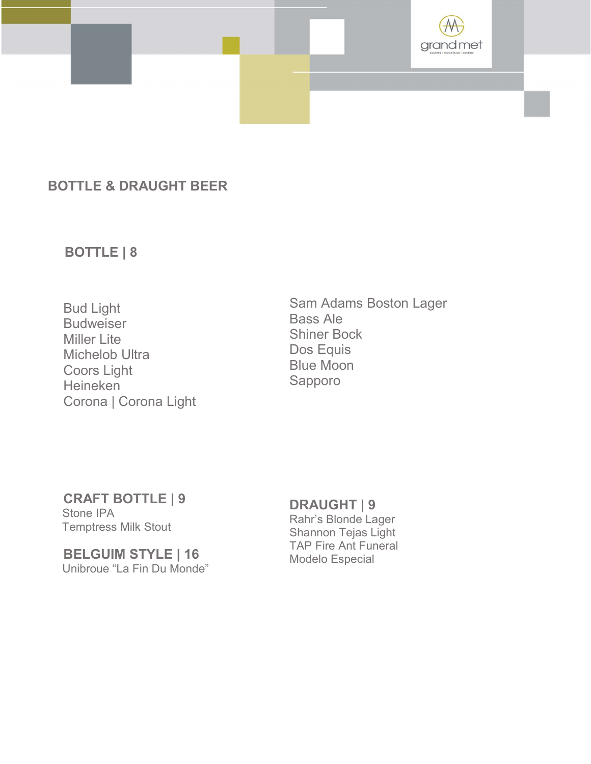## BOTTLE & DRAUGHT BEER

### BOTTLE | 8

Bud Light
Budweiser
Miller Lite
Michelob Ultra
Coors Light
Heineken
Corona | Corona Light
Sam Adams Boston Lager
Bass Ale
Shiner Bock
Dos Equis
Blue Moon
Sapporo

### CRAFT BOTTLE | 9

Stone IPA
Temptress Milk Stout

### BELGUIM STYLE | 16

Unibroue "La Fin Du Monde"

### DRAUGHT | 9

Rahr's Blonde Lager
Shannon Tejas Light
TAP Fire Ant Funeral
Modelo Especial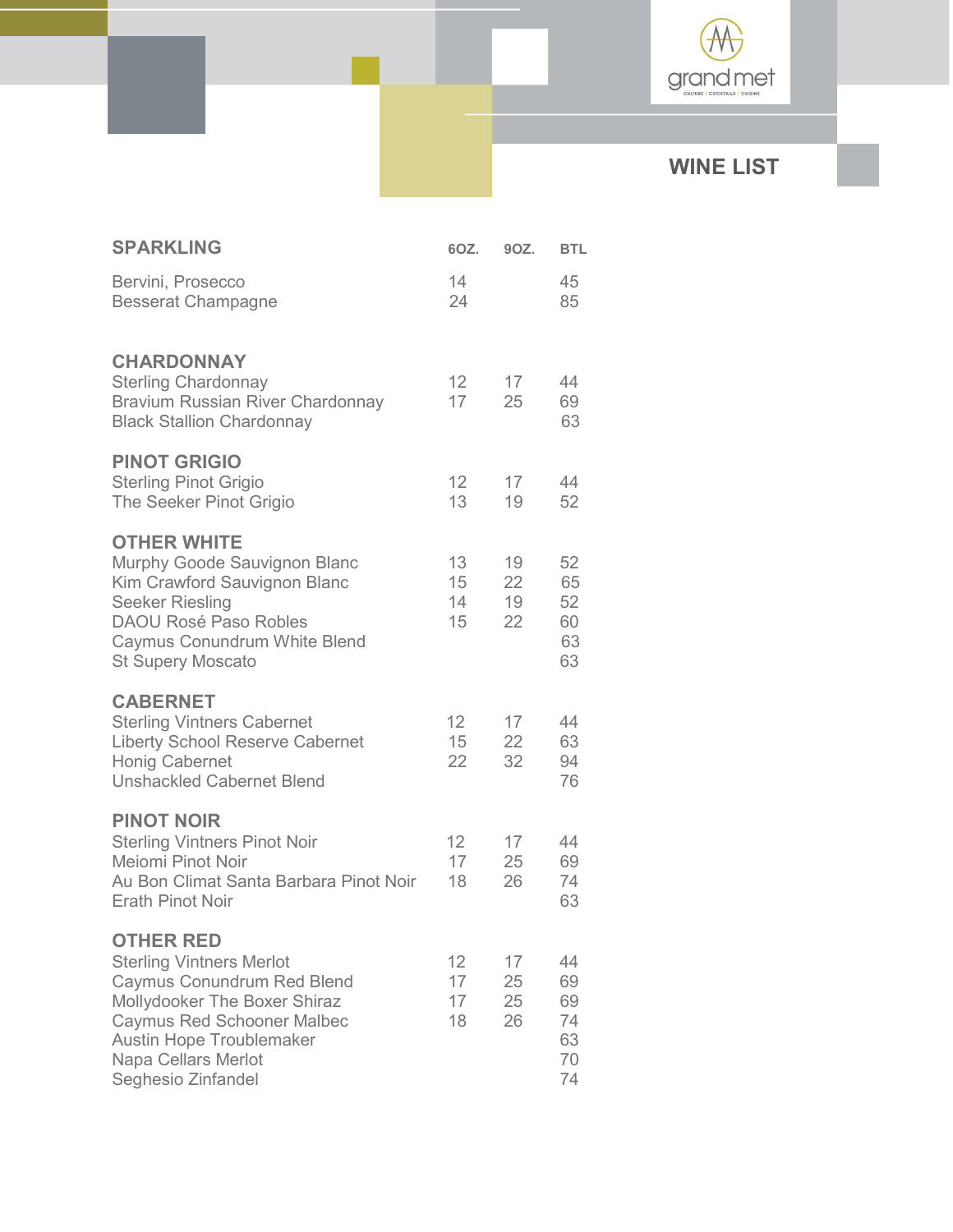grand met

CULTURE | COCKTAILS | CUISINE

# WINE LIST

| SPARKLING | 6OZ. | 9OZ. | BTL |
|---|---|---|---|
| Bervini, Prosecco | 14 | | 45 |
| Besserat Champagne | 24 | | 85 |
| **CHARDONNAY** | | | |
| Sterling Chardonnay | 12 | 17 | 44 |
| Bravium Russian River Chardonnay | 17 | 25 | 69 |
| Black Stallion Chardonnay | | | 63 |
| **PINOT GRIGIO** | | | |
| Sterling Pinot Grigio | 12 | 17 | 44 |
| The Seeker Pinot Grigio | 13 | 19 | 52 |
| **OTHER WHITE** | | | |
| Murphy Goode Sauvignon Blanc | 13 | 19 | 52 |
| Kim Crawford Sauvignon Blanc | 15 | 22 | 65 |
| Seeker Riesling | 14 | 19 | 52 |
| DAOU Rosé Paso Robles | 15 | 22 | 60 |
| Caymus Conundrum White Blend | | | 63 |
| St Supery Moscato | | | 63 |
| **CABERNET** | | | |
| Sterling Vintners Cabernet | 12 | 17 | 44 |
| Liberty School Reserve Cabernet | 15 | 22 | 63 |
| Honig Cabernet | 22 | 32 | 94 |
| Unshackled Cabernet Blend | | | 76 |
| **PINOT NOIR** | | | |
| Sterling Vintners Pinot Noir | 12 | 17 | 44 |
| Meiomi Pinot Noir | 17 | 25 | 69 |
| Au Bon Climat Santa Barbara Pinot Noir | 18 | 26 | 74 |
| Erath Pinot Noir | | | 63 |
| **OTHER RED** | | | |
| Sterling Vintners Merlot | 12 | 17 | 44 |
| Caymus Conundrum Red Blend | 17 | 25 | 69 |
| Mollydooker The Boxer Shiraz | 17 | 25 | 69 |
| Caymus Red Schooner Malbec | 18 | 26 | 74 |
| Austin Hope Troublemaker | | | 63 |
| Napa Cellars Merlot | | | 70 |
| Seghesio Zinfandel | | | 74 |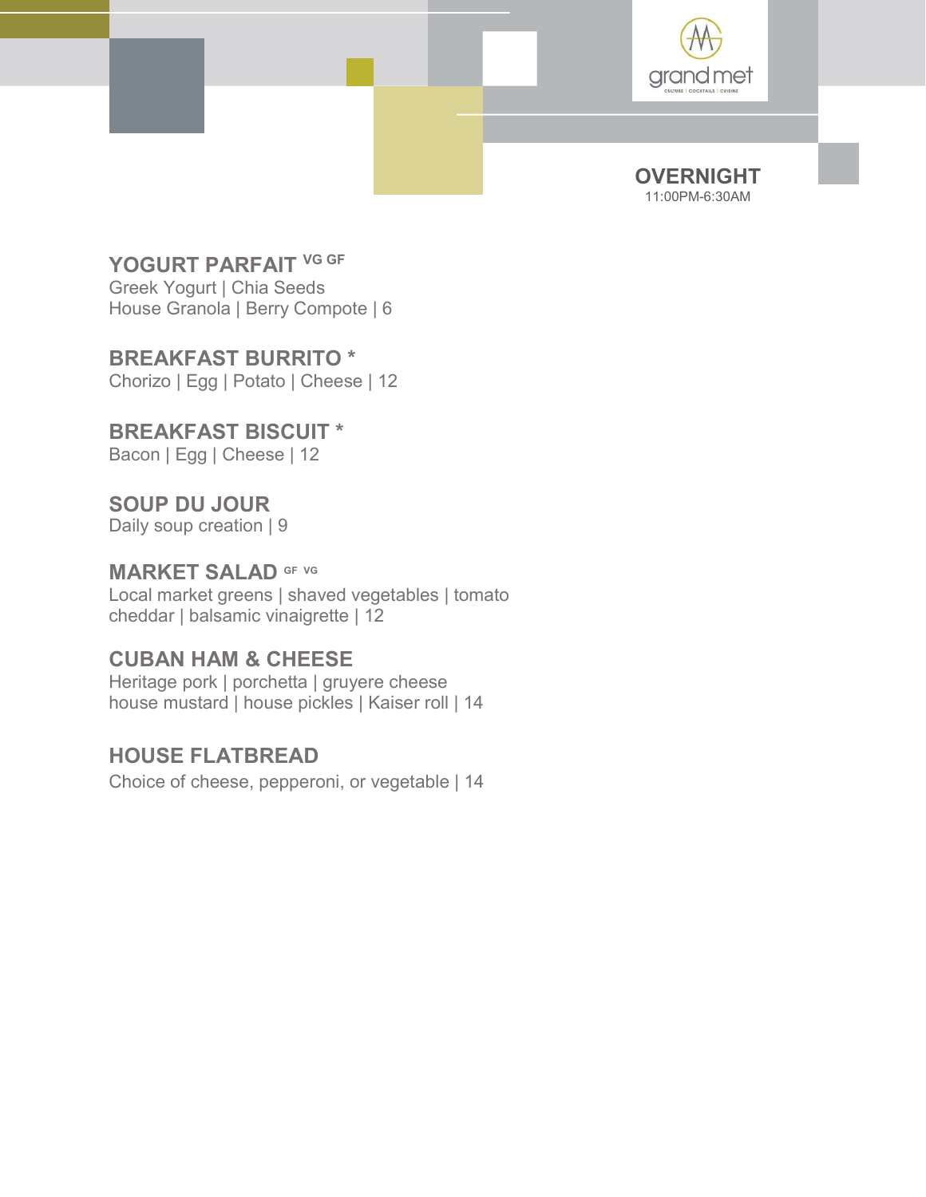grand met

CULTURE | COCKTAILS | CUISINE

## OVERNIGHT

11:00PM-6:30AM

### YOGURT PARFAIT VG GF

Greek Yogurt | Chia Seeds
House Granola | Berry Compote | 6

### BREAKFAST BURRITO *

Chorizo | Egg | Potato | Cheese | 12

### BREAKFAST BISCUIT *

Bacon | Egg | Cheese | 12

### SOUP DU JOUR

Daily soup creation | 9

### MARKET SALAD GF VG

Local market greens | shaved vegetables | tomato
cheddar | balsamic vinaigrette | 12

### CUBAN HAM & CHEESE

Heritage pork | porchetta | gruyere cheese
house mustard | house pickles | Kaiser roll | 14

### HOUSE FLATBREAD

Choice of cheese, pepperoni, or vegetable | 14